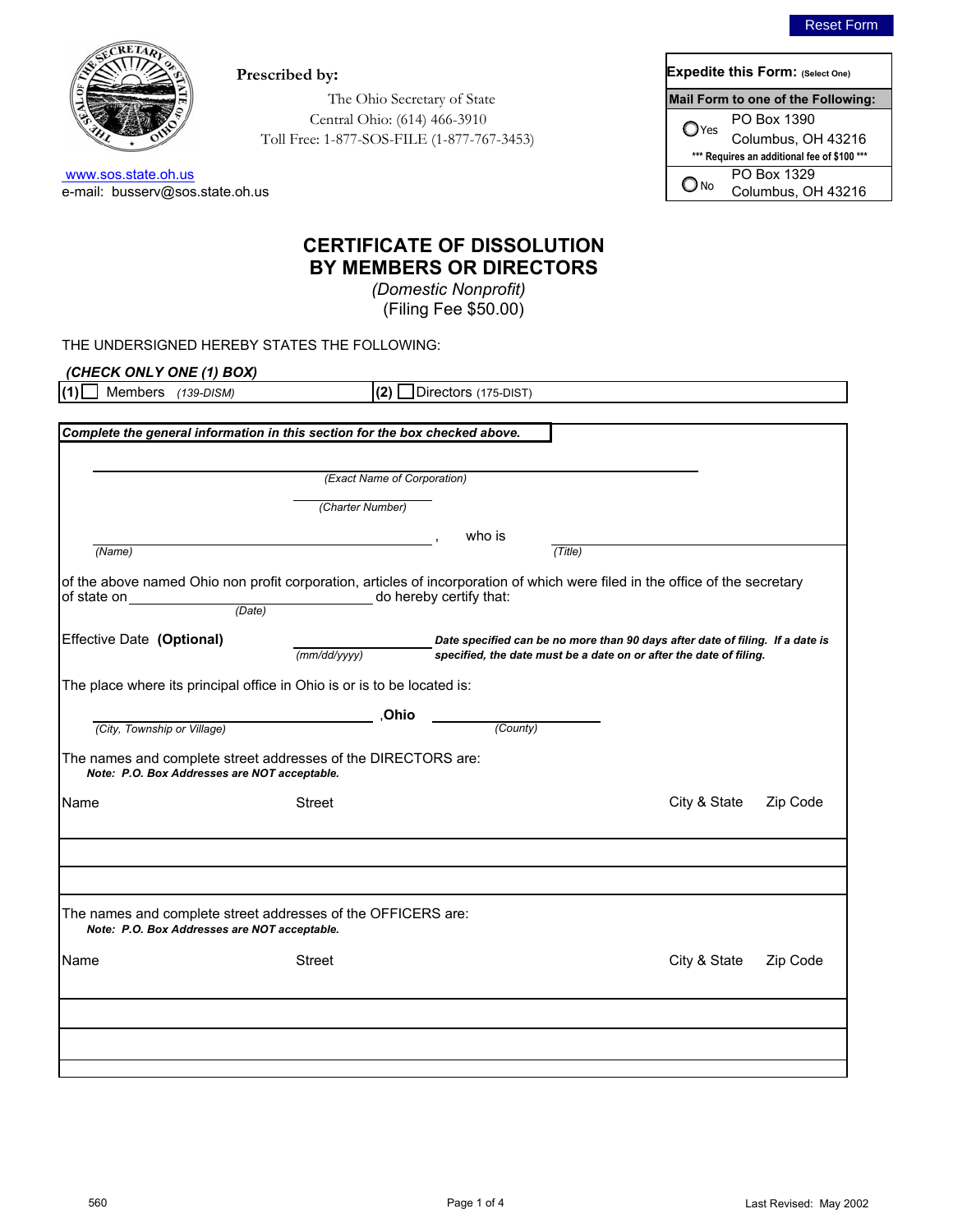Reset Form

**Prescribed by:**

The Ohio Secretary of State
Central Ohio: (614) 466-3910
Toll Free: 1-877-SOS-FILE (1-877-767-3453)

www.sos.state.oh.us
e-mail: busserv@sos.state.oh.us

| **Expedite this Form:** (Select One) | |
|---|---|
| **Mail Form to one of the Following:** | |
| ◯ Yes | PO Box 1390 Columbus, OH 43216 |
| *** Requires an additional fee of $100 *** | |
| ◯ No | PO Box 1329 Columbus, OH 43216 |

# CERTIFICATE OF DISSOLUTION BY MEMBERS OR DIRECTORS

*(Domestic Nonprofit)*
(Filing Fee $50.00)

THE UNDERSIGNED HEREBY STATES THE FOLLOWING:

***(CHECK ONLY ONE (1) BOX)***

| (1) ☐ Members *(139-DISM)* | (2) ☐ Directors (175-DIST) |
|---|---|

***Complete the general information in this section for the box checked above.***

______________________________________________
*(Exact Name of Corporation)*

______________________
*(Charter Number)*

______________________________ , who is ______________________________
*(Name)* *(Title)*

of the above named Ohio non profit corporation, articles of incorporation of which were filed in the office of the secretary of state on ______________________ do hereby certify that:
*(Date)*

Effective Date **(Optional)** ______________ ***Date specified can be no more than 90 days after date of filing. If a date is specified, the date must be a date on or after the date of filing.***
*(mm/dd/yyyy)*

The place where its principal office in Ohio is or is to be located is:

______________________________ ,**Ohio** ______________________
*(City, Township or Village)* *(County)*

The names and complete street addresses of the DIRECTORS are:
***Note: P.O. Box Addresses are NOT acceptable.***

| Name | Street | City & State | Zip Code |
|---|---|---|---|
| | | | |
| | | | |

The names and complete street addresses of the OFFICERS are:
***Note: P.O. Box Addresses are NOT acceptable.***

| Name | Street | City & State | Zip Code |
|---|---|---|---|
| | | | |
| | | | |

560

Last Revised: May 2002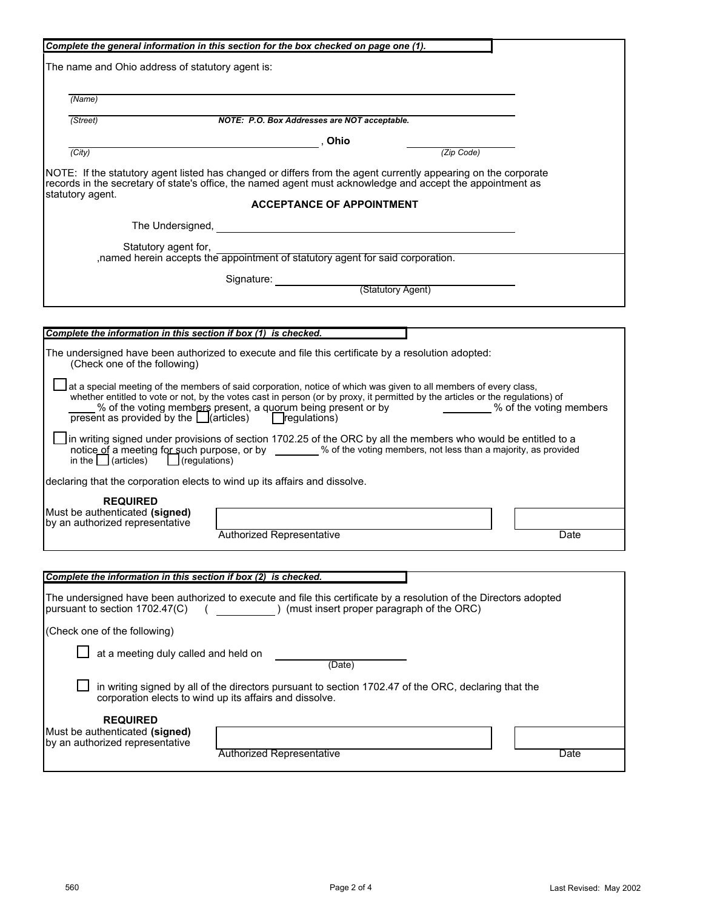***Complete the general information in this section for the box checked on page one (1).***

The name and Ohio address of statutory agent is:

______________________________________________
*(Name)*

______________________________________________
*(Street)* ***NOTE: P.O. Box Addresses are NOT acceptable.***

______________________________ , **Ohio** ______________
*(City)* *(Zip Code)*

NOTE: If the statutory agent listed has changed or differs from the agent currently appearing on the corporate records in the secretary of state's office, the named agent must acknowledge and accept the appointment as statutory agent.

**ACCEPTANCE OF APPOINTMENT**

The Undersigned, ______________________________________________

Statutory agent for, ______________________________________________
,named herein accepts the appointment of statutory agent for said corporation.

Signature: ______________________________
(Statutory Agent)

***Complete the information in this section if box (1) is checked.***

The undersigned have been authorized to execute and file this certificate by a resolution adopted:
(Check one of the following)

☐ at a special meeting of the members of said corporation, notice of which was given to all members of every class, whether entitled to vote or not, by the votes cast in person (or by proxy, it permitted by the articles or the regulations) of _____ % of the voting members present, a quorum being present or by ________ % of the voting members present as provided by the ☐ (articles) ☐ regulations)

☐ in writing signed under provisions of section 1702.25 of the ORC by all the members who would be entitled to a notice of a meeting for such purpose, or by ________ % of the voting members, not less than a majority, as provided in the ☐ (articles) ☐ (regulations)

declaring that the corporation elects to wind up its affairs and dissolve.

**REQUIRED**
Must be authenticated **(signed)** by an authorized representative

______________________________ ______________
Authorized Representative Date

***Complete the information in this section if box (2) is checked.***

The undersigned have been authorized to execute and file this certificate by a resolution of the Directors adopted pursuant to section 1702.47(C) ( __________ ) (must insert proper paragraph of the ORC)

(Check one of the following)

☐ at a meeting duly called and held on ______________
(Date)

☐ in writing signed by all of the directors pursuant to section 1702.47 of the ORC, declaring that the corporation elects to wind up its affairs and dissolve.

**REQUIRED**
Must be authenticated **(signed)** by an authorized representative

______________________________ ______________
Authorized Representative Date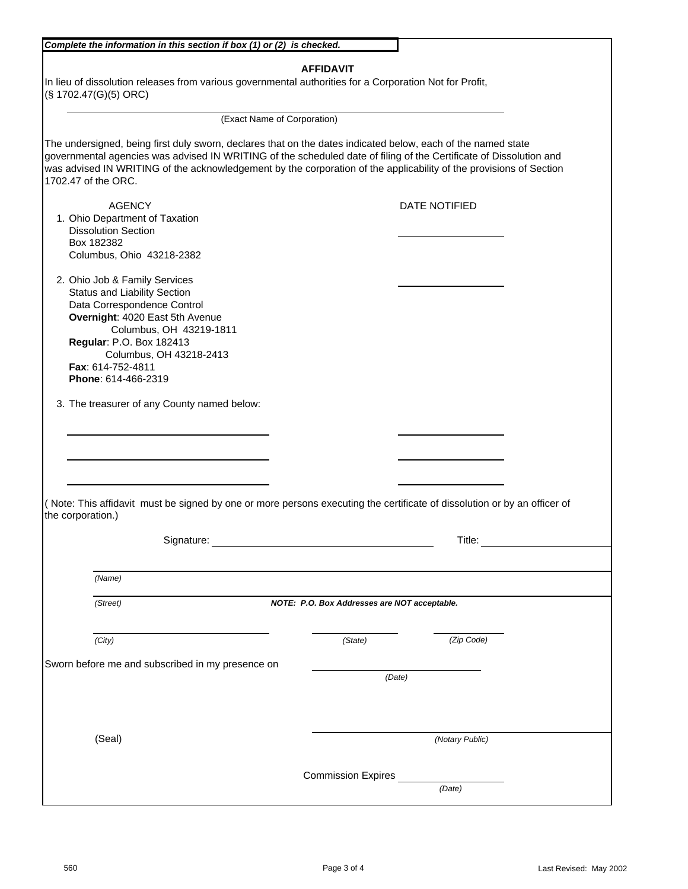***Complete the information in this section if box (1) or (2) is checked.***

## AFFIDAVIT

In lieu of dissolution releases from various governmental authorities for a Corporation Not for Profit, (§ 1702.47(G)(5) ORC)

______________________________________________
(Exact Name of Corporation)

The undersigned, being first duly sworn, declares that on the dates indicated below, each of the named state governmental agencies was advised IN WRITING of the scheduled date of filing of the Certificate of Dissolution and was advised IN WRITING of the acknowledgement by the corporation of the applicability of the provisions of Section 1702.47 of the ORC.

| AGENCY | DATE NOTIFIED |
|---|---|
| 1. Ohio Department of Taxation<br>Dissolution Section<br>Box 182382<br>Columbus, Ohio 43218-2382 | ____________ |
| 2. Ohio Job & Family Services<br>Status and Liability Section<br>Data Correspondence Control<br>**Overnight**: 4020 East 5th Avenue<br>Columbus, OH 43219-1811<br>**Regular**: P.O. Box 182413<br>Columbus, OH 43218-2413<br>**Fax**: 614-752-4811<br>**Phone**: 614-466-2319 | ____________ |
| 3. The treasurer of any County named below: | |
| ____________________ | ____________ |
| ____________________ | ____________ |
| ____________________ | ____________ |

( Note: This affidavit must be signed by one or more persons executing the certificate of dissolution or by an officer of the corporation.)

Signature: ______________________________ Title: ____________________

______________________________________________
*(Name)*

______________________________________________
*(Street)* ***NOTE: P.O. Box Addresses are NOT acceptable.***

____________________ ____________ ____________
*(City)* *(State)* *(Zip Code)*

Sworn before me and subscribed in my presence on ______________________
*(Date)*

(Seal) ______________________________
*(Notary Public)*

Commission Expires ____________________
*(Date)*

560 Last Revised: May 2002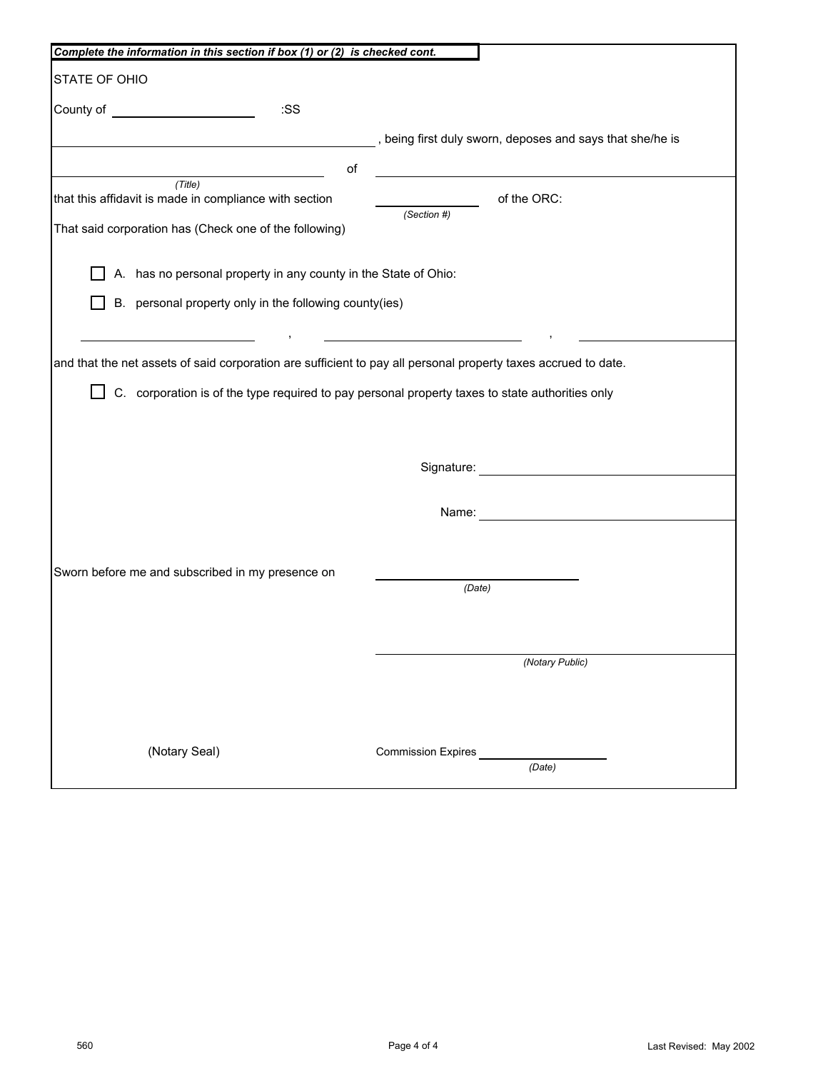***Complete the information in this section if box (1) or (2) is checked cont.***

STATE OF OHIO

County of ____________________ :SS

______________________________, being first duly sworn, deposes and says that she/he is

______________________________ of ______________________________
*(Title)*

that this affidavit is made in compliance with section ____________ of the ORC:
*(Section #)*

That said corporation has (Check one of the following)

☐ A. has no personal property in any county in the State of Ohio:

☐ B. personal property only in the following county(ies)

____________________ , ____________________ , ____________________

and that the net assets of said corporation are sufficient to pay all personal property taxes accrued to date.

☐ C. corporation is of the type required to pay personal property taxes to state authorities only

Signature: ______________________________

Name: ______________________________

Sworn before me and subscribed in my presence on ____________________
*(Date)*

______________________________
*(Notary Public)*

(Notary Seal)

Commission Expires ____________________
*(Date)*

560

Last Revised: May 2002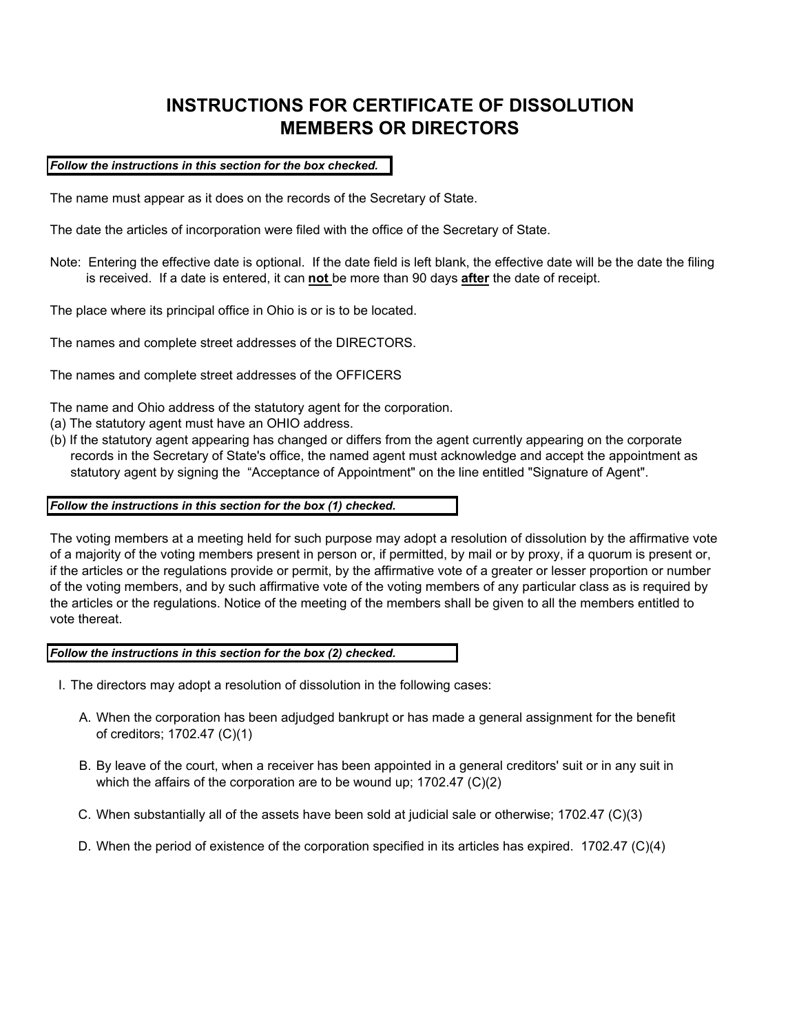# INSTRUCTIONS FOR CERTIFICATE OF DISSOLUTION MEMBERS OR DIRECTORS

***Follow the instructions in this section for the box checked.***

The name must appear as it does on the records of the Secretary of State.

The date the articles of incorporation were filed with the office of the Secretary of State.

Note: Entering the effective date is optional. If the date field is left blank, the effective date will be the date the filing is received. If a date is entered, it can **not** be more than 90 days **after** the date of receipt.

The place where its principal office in Ohio is or is to be located.

The names and complete street addresses of the DIRECTORS.

The names and complete street addresses of the OFFICERS

The name and Ohio address of the statutory agent for the corporation.
(a) The statutory agent must have an OHIO address.
(b) If the statutory agent appearing has changed or differs from the agent currently appearing on the corporate records in the Secretary of State's office, the named agent must acknowledge and accept the appointment as statutory agent by signing the "Acceptance of Appointment" on the line entitled "Signature of Agent".

***Follow the instructions in this section for the box (1) checked.***

The voting members at a meeting held for such purpose may adopt a resolution of dissolution by the affirmative vote of a majority of the voting members present in person or, if permitted, by mail or by proxy, if a quorum is present or, if the articles or the regulations provide or permit, by the affirmative vote of a greater or lesser proportion or number of the voting members, and by such affirmative vote of the voting members of any particular class as is required by the articles or the regulations. Notice of the meeting of the members shall be given to all the members entitled to vote thereat.

***Follow the instructions in this section for the box (2) checked.***

I. The directors may adopt a resolution of dissolution in the following cases:

   A. When the corporation has been adjudged bankrupt or has made a general assignment for the benefit of creditors; 1702.47 (C)(1)

   B. By leave of the court, when a receiver has been appointed in a general creditors' suit or in any suit in which the affairs of the corporation are to be wound up; 1702.47 (C)(2)

   C. When substantially all of the assets have been sold at judicial sale or otherwise; 1702.47 (C)(3)

   D. When the period of existence of the corporation specified in its articles has expired. 1702.47 (C)(4)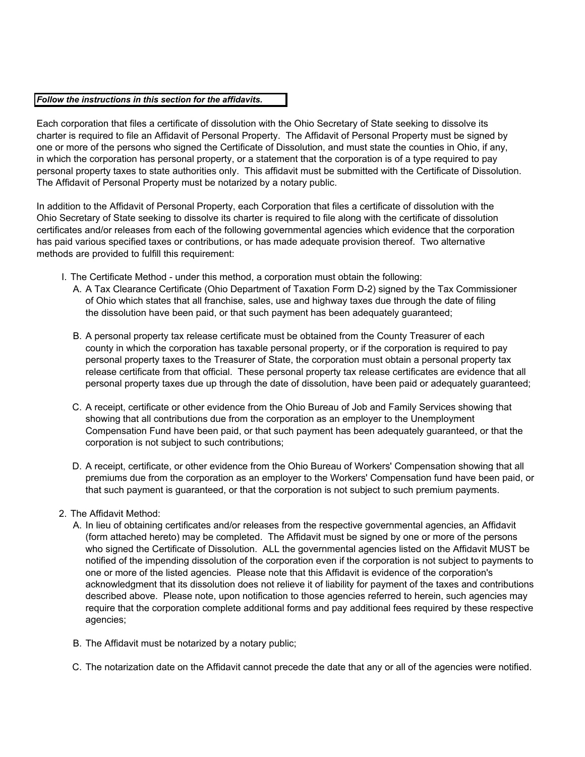***Follow the instructions in this section for the affidavits.***

Each corporation that files a certificate of dissolution with the Ohio Secretary of State seeking to dissolve its charter is required to file an Affidavit of Personal Property. The Affidavit of Personal Property must be signed by one or more of the persons who signed the Certificate of Dissolution, and must state the counties in Ohio, if any, in which the corporation has personal property, or a statement that the corporation is of a type required to pay personal property taxes to state authorities only. This affidavit must be submitted with the Certificate of Dissolution. The Affidavit of Personal Property must be notarized by a notary public.

In addition to the Affidavit of Personal Property, each Corporation that files a certificate of dissolution with the Ohio Secretary of State seeking to dissolve its charter is required to file along with the certificate of dissolution certificates and/or releases from each of the following governmental agencies which evidence that the corporation has paid various specified taxes or contributions, or has made adequate provision thereof. Two alternative methods are provided to fulfill this requirement:

I. The Certificate Method - under this method, a corporation must obtain the following:

   A. A Tax Clearance Certificate (Ohio Department of Taxation Form D-2) signed by the Tax Commissioner of Ohio which states that all franchise, sales, use and highway taxes due through the date of filing the dissolution have been paid, or that such payment has been adequately guaranteed;

   B. A personal property tax release certificate must be obtained from the County Treasurer of each county in which the corporation has taxable personal property, or if the corporation is required to pay personal property taxes to the Treasurer of State, the corporation must obtain a personal property tax release certificate from that official. These personal property tax release certificates are evidence that all personal property taxes due up through the date of dissolution, have been paid or adequately guaranteed;

   C. A receipt, certificate or other evidence from the Ohio Bureau of Job and Family Services showing that showing that all contributions due from the corporation as an employer to the Unemployment Compensation Fund have been paid, or that such payment has been adequately guaranteed, or that the corporation is not subject to such contributions;

   D. A receipt, certificate, or other evidence from the Ohio Bureau of Workers' Compensation showing that all premiums due from the corporation as an employer to the Workers' Compensation fund have been paid, or that such payment is guaranteed, or that the corporation is not subject to such premium payments.

2. The Affidavit Method:

   A. In lieu of obtaining certificates and/or releases from the respective governmental agencies, an Affidavit (form attached hereto) may be completed. The Affidavit must be signed by one or more of the persons who signed the Certificate of Dissolution. ALL the governmental agencies listed on the Affidavit MUST be notified of the impending dissolution of the corporation even if the corporation is not subject to payments to one or more of the listed agencies. Please note that this Affidavit is evidence of the corporation's acknowledgment that its dissolution does not relieve it of liability for payment of the taxes and contributions described above. Please note, upon notification to those agencies referred to herein, such agencies may require that the corporation complete additional forms and pay additional fees required by these respective agencies;

   B. The Affidavit must be notarized by a notary public;

   C. The notarization date on the Affidavit cannot precede the date that any or all of the agencies were notified.